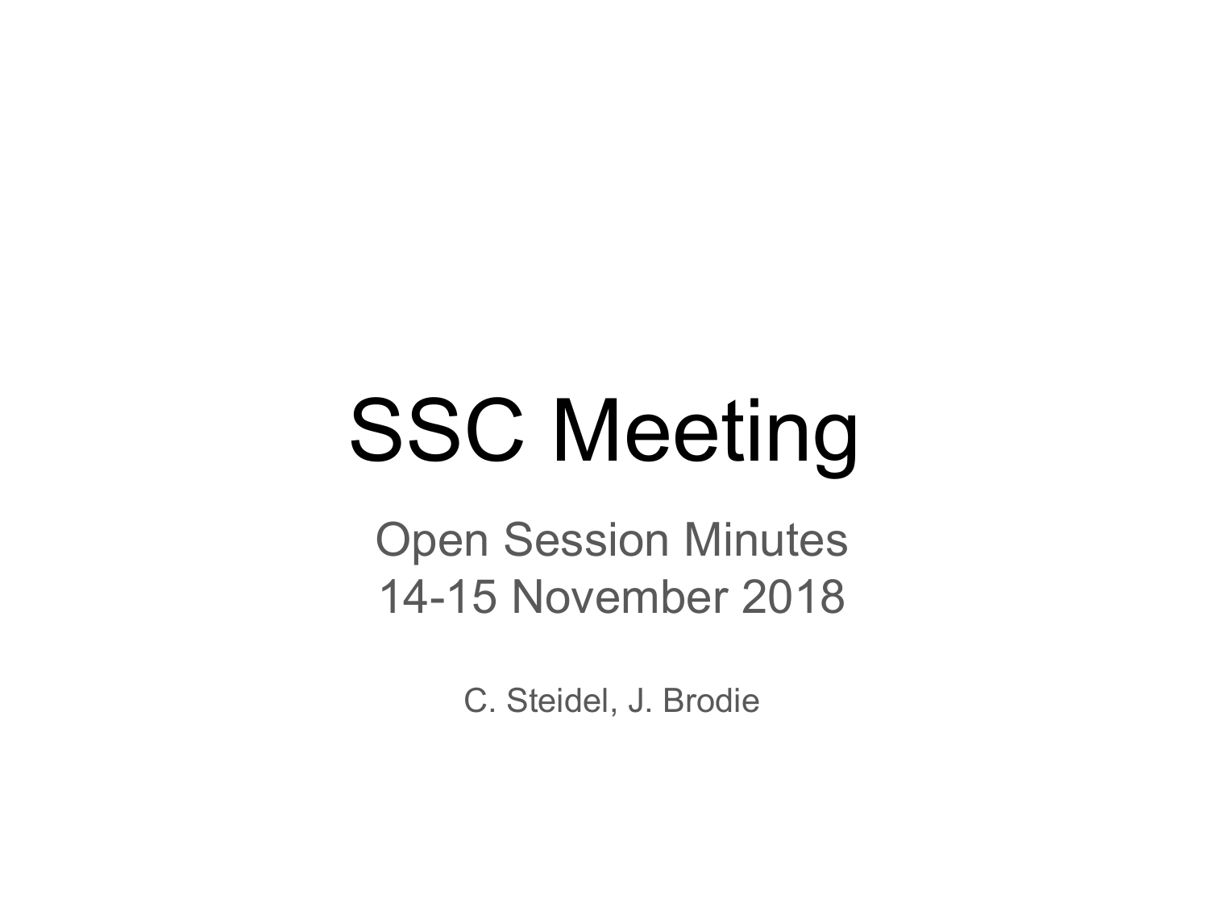# SSC Meeting

Open Session Minutes
14-15 November 2018

C. Steidel, J. Brodie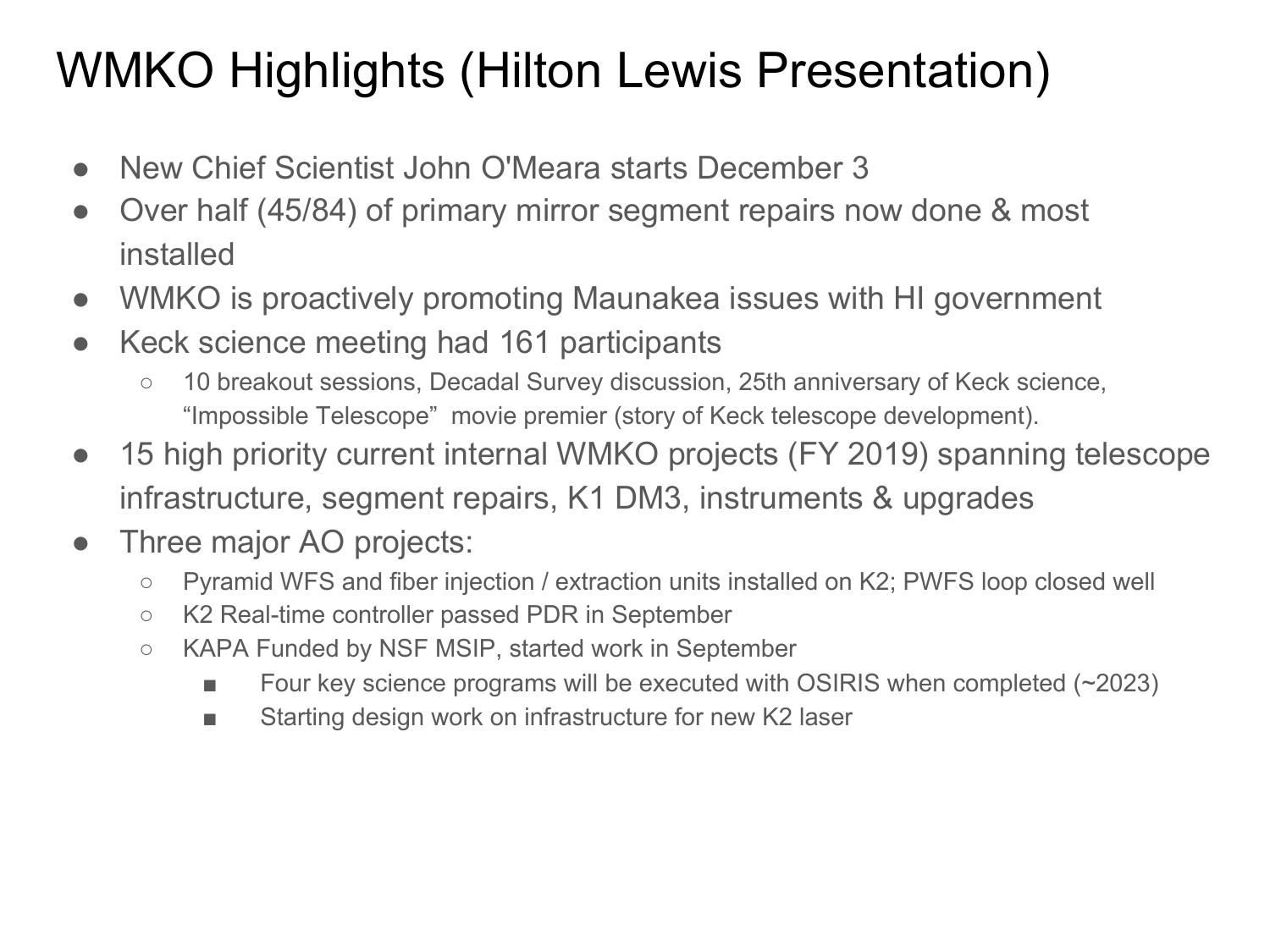# WMKO Highlights (Hilton Lewis Presentation)

- New Chief Scientist John O'Meara starts December 3
- Over half (45/84) of primary mirror segment repairs now done & most installed
- WMKO is proactively promoting Maunakea issues with HI government
- Keck science meeting had 161 participants
  - 10 breakout sessions, Decadal Survey discussion, 25th anniversary of Keck science, "Impossible Telescope" movie premier (story of Keck telescope development).
- 15 high priority current internal WMKO projects (FY 2019) spanning telescope infrastructure, segment repairs, K1 DM3, instruments & upgrades
- Three major AO projects:
  - Pyramid WFS and fiber injection / extraction units installed on K2; PWFS loop closed well
  - K2 Real-time controller passed PDR in September
  - KAPA Funded by NSF MSIP, started work in September
    - Four key science programs will be executed with OSIRIS when completed (~2023)
    - Starting design work on infrastructure for new K2 laser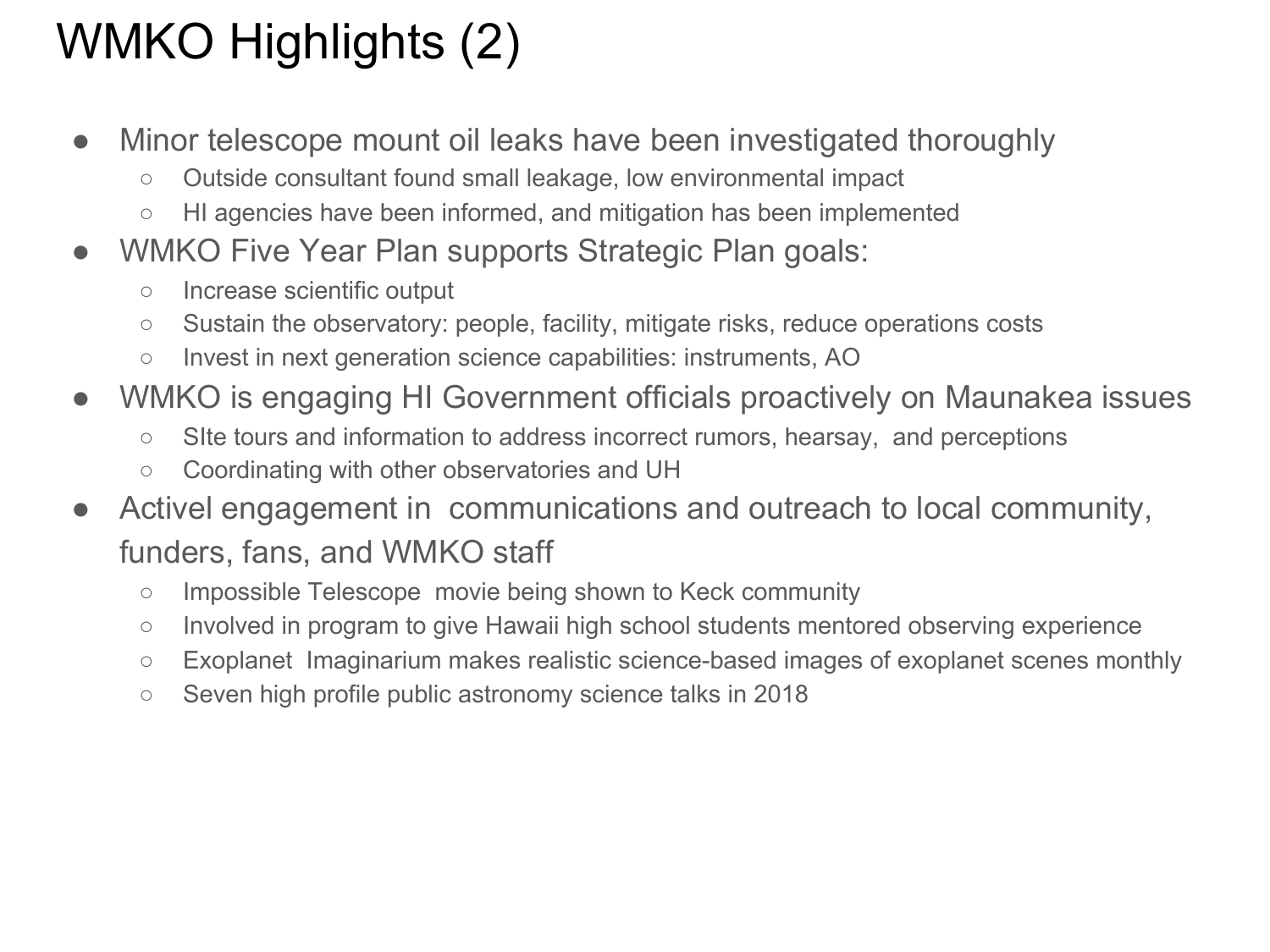# WMKO Highlights (2)

- Minor telescope mount oil leaks have been investigated thoroughly
  - Outside consultant found small leakage, low environmental impact
  - HI agencies have been informed, and mitigation has been implemented
- WMKO Five Year Plan supports Strategic Plan goals:
  - Increase scientific output
  - Sustain the observatory: people, facility, mitigate risks, reduce operations costs
  - Invest in next generation science capabilities: instruments, AO
- WMKO is engaging HI Government officials proactively on Maunakea issues
  - SIte tours and information to address incorrect rumors, hearsay, and perceptions
  - Coordinating with other observatories and UH
- Activel engagement in communications and outreach to local community, funders, fans, and WMKO staff
  - Impossible Telescope movie being shown to Keck community
  - Involved in program to give Hawaii high school students mentored observing experience
  - Exoplanet Imaginarium makes realistic science-based images of exoplanet scenes monthly
  - Seven high profile public astronomy science talks in 2018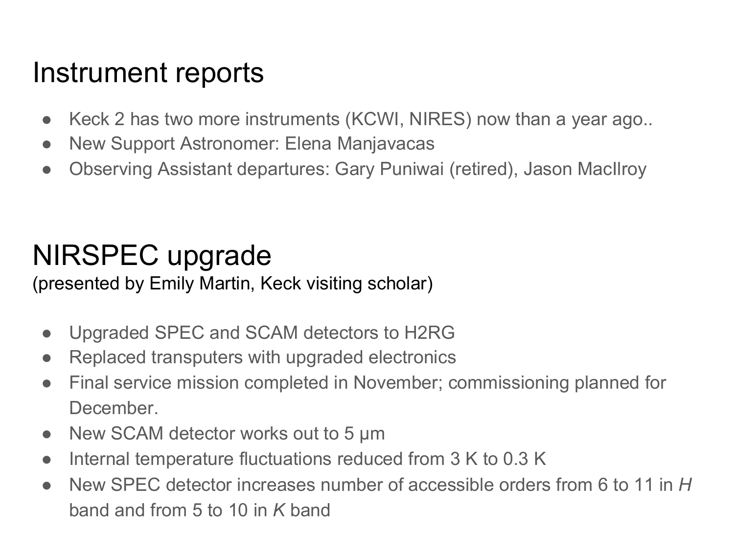# Instrument reports

- Keck 2 has two more instruments (KCWI, NIRES) now than a year ago..
- New Support Astronomer: Elena Manjavacas
- Observing Assistant departures: Gary Puniwai (retired), Jason MacIlroy

# NIRSPEC upgrade

(presented by Emily Martin, Keck visiting scholar)

- Upgraded SPEC and SCAM detectors to H2RG
- Replaced transputers with upgraded electronics
- Final service mission completed in November; commissioning planned for December.
- New SCAM detector works out to 5 μm
- Internal temperature fluctuations reduced from 3 K to 0.3 K
- New SPEC detector increases number of accessible orders from 6 to 11 in *H* band and from 5 to 10 in *K* band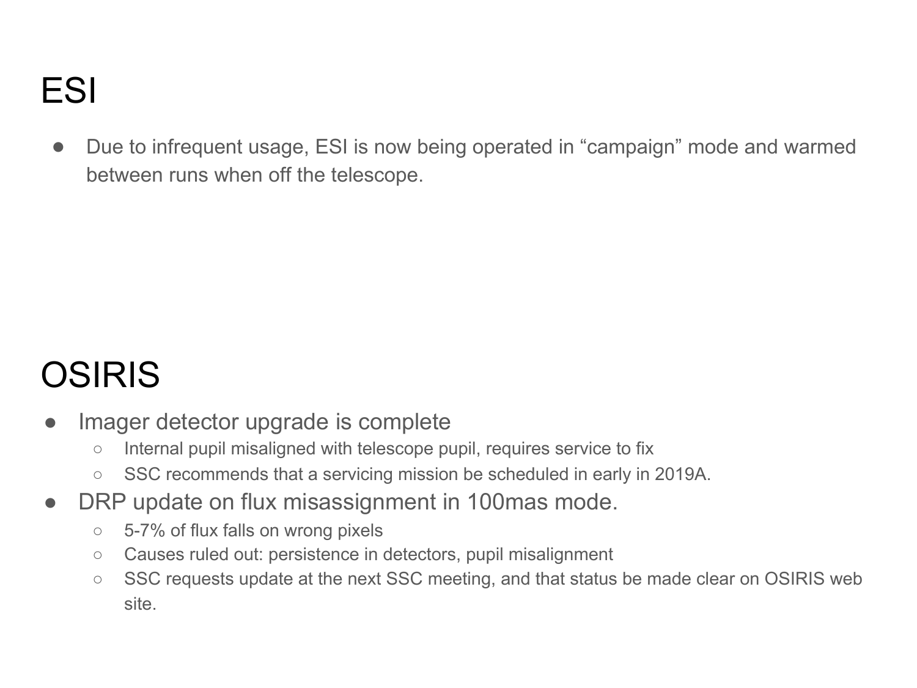# ESI

- Due to infrequent usage, ESI is now being operated in “campaign” mode and warmed between runs when off the telescope.

# OSIRIS

- Imager detector upgrade is complete
    - Internal pupil misaligned with telescope pupil, requires service to fix
    - SSC recommends that a servicing mission be scheduled in early in 2019A.
- DRP update on flux misassignment in 100mas mode.
    - 5-7% of flux falls on wrong pixels
    - Causes ruled out: persistence in detectors, pupil misalignment
    - SSC requests update at the next SSC meeting, and that status be made clear on OSIRIS web site.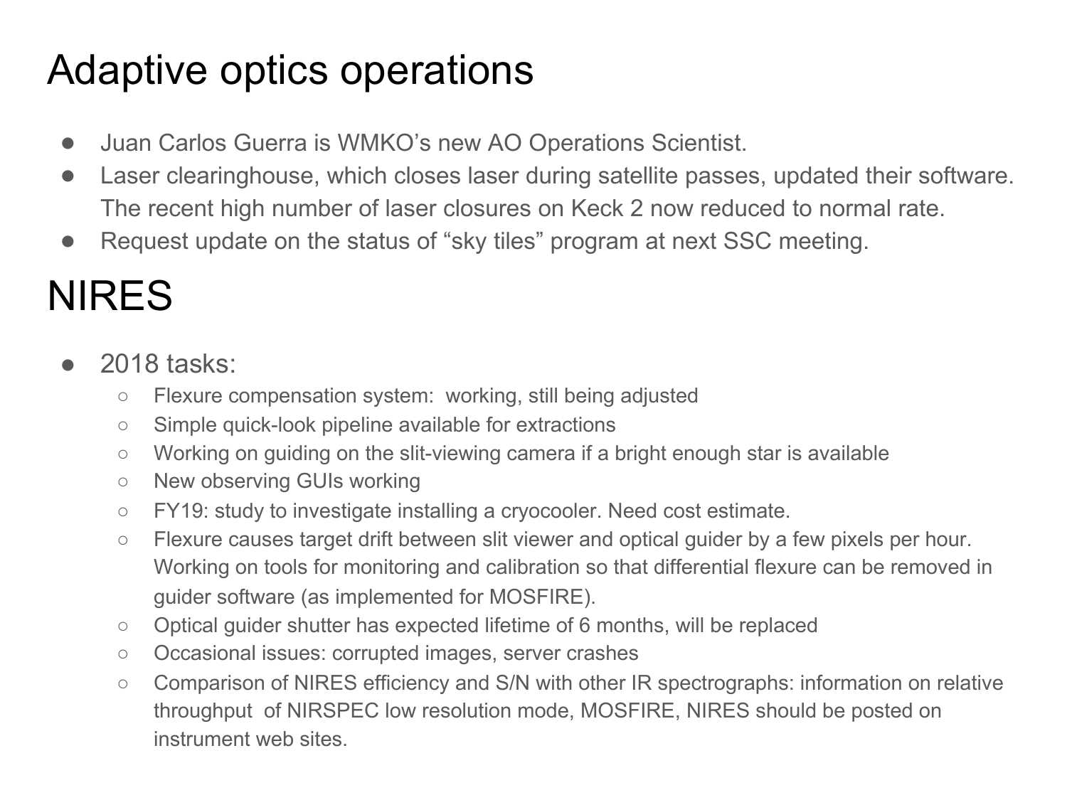# Adaptive optics operations

- Juan Carlos Guerra is WMKO's new AO Operations Scientist.
- Laser clearinghouse, which closes laser during satellite passes, updated their software. The recent high number of laser closures on Keck 2 now reduced to normal rate.
- Request update on the status of "sky tiles" program at next SSC meeting.

# NIRES

- 2018 tasks:
  - Flexure compensation system: working, still being adjusted
  - Simple quick-look pipeline available for extractions
  - Working on guiding on the slit-viewing camera if a bright enough star is available
  - New observing GUIs working
  - FY19: study to investigate installing a cryocooler. Need cost estimate.
  - Flexure causes target drift between slit viewer and optical guider by a few pixels per hour. Working on tools for monitoring and calibration so that differential flexure can be removed in guider software (as implemented for MOSFIRE).
  - Optical guider shutter has expected lifetime of 6 months, will be replaced
  - Occasional issues: corrupted images, server crashes
  - Comparison of NIRES efficiency and S/N with other IR spectrographs: information on relative throughput of NIRSPEC low resolution mode, MOSFIRE, NIRES should be posted on instrument web sites.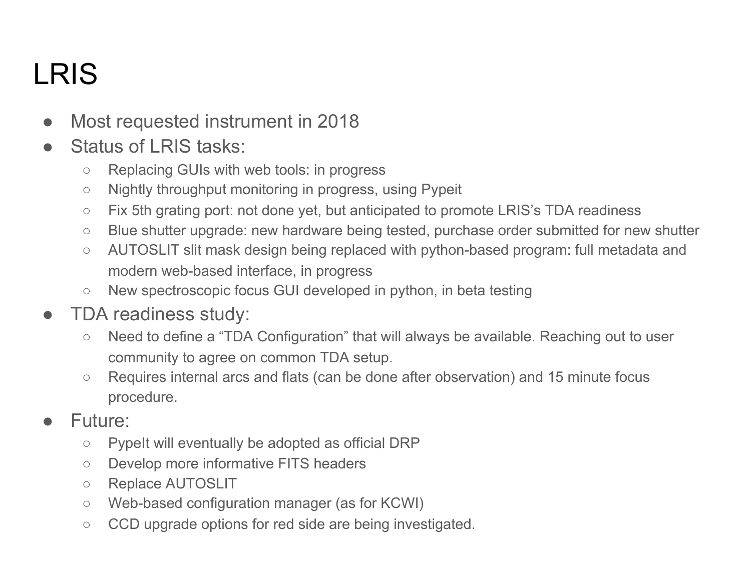# LRIS

- Most requested instrument in 2018
- Status of LRIS tasks:
  - Replacing GUIs with web tools: in progress
  - Nightly throughput monitoring in progress, using Pypeit
  - Fix 5th grating port: not done yet, but anticipated to promote LRIS's TDA readiness
  - Blue shutter upgrade: new hardware being tested, purchase order submitted for new shutter
  - AUTOSLIT slit mask design being replaced with python-based program: full metadata and modern web-based interface, in progress
  - New spectroscopic focus GUI developed in python, in beta testing
- TDA readiness study:
  - Need to define a "TDA Configuration" that will always be available. Reaching out to user community to agree on common TDA setup.
  - Requires internal arcs and flats (can be done after observation) and 15 minute focus procedure.
- Future:
  - PypeIt will eventually be adopted as official DRP
  - Develop more informative FITS headers
  - Replace AUTOSLIT
  - Web-based configuration manager (as for KCWI)
  - CCD upgrade options for red side are being investigated.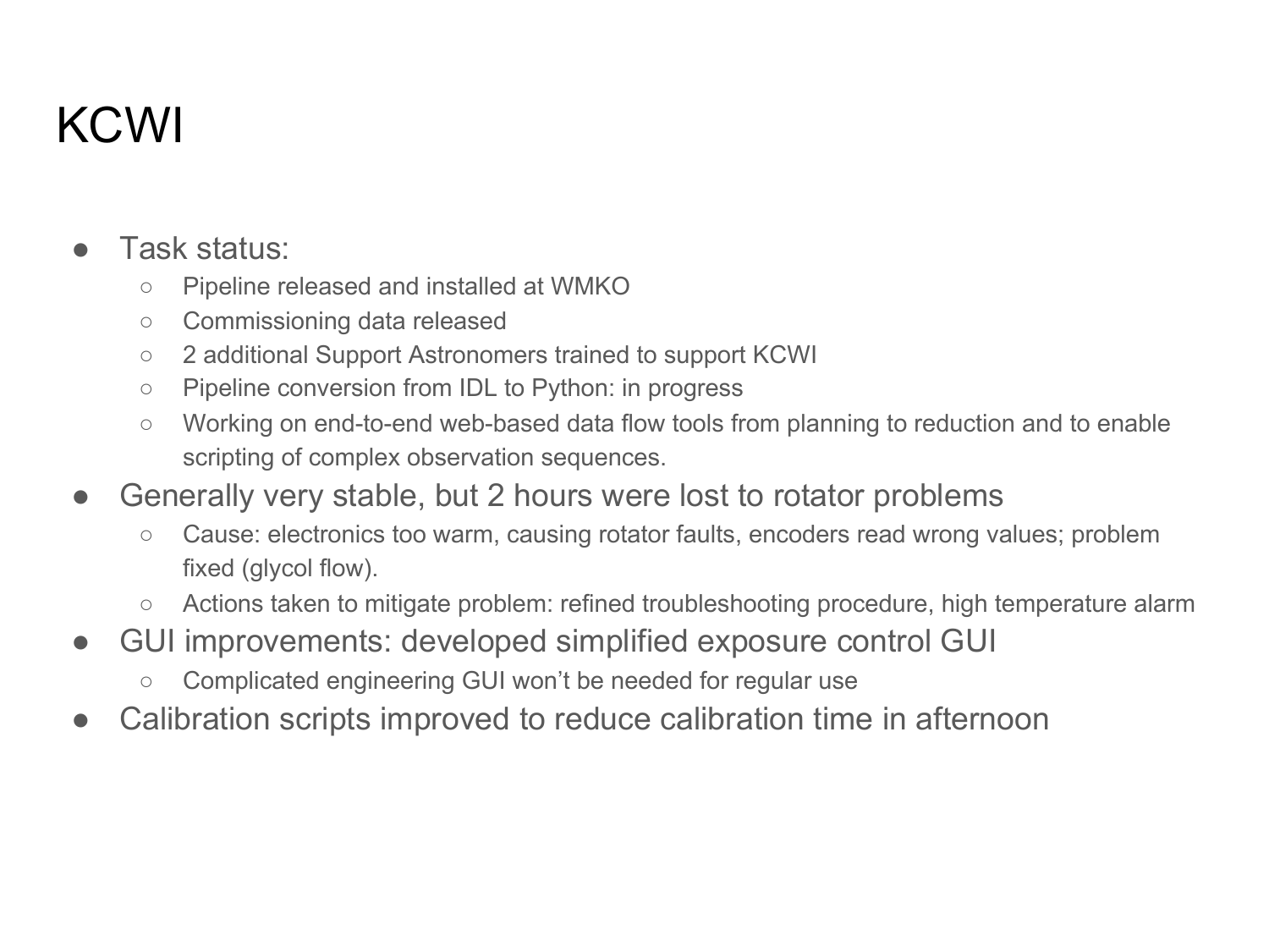# KCWI

- Task status:
  - Pipeline released and installed at WMKO
  - Commissioning data released
  - 2 additional Support Astronomers trained to support KCWI
  - Pipeline conversion from IDL to Python: in progress
  - Working on end-to-end web-based data flow tools from planning to reduction and to enable scripting of complex observation sequences.
- Generally very stable, but 2 hours were lost to rotator problems
  - Cause: electronics too warm, causing rotator faults, encoders read wrong values; problem fixed (glycol flow).
  - Actions taken to mitigate problem: refined troubleshooting procedure, high temperature alarm
- GUI improvements: developed simplified exposure control GUI
  - Complicated engineering GUI won't be needed for regular use
- Calibration scripts improved to reduce calibration time in afternoon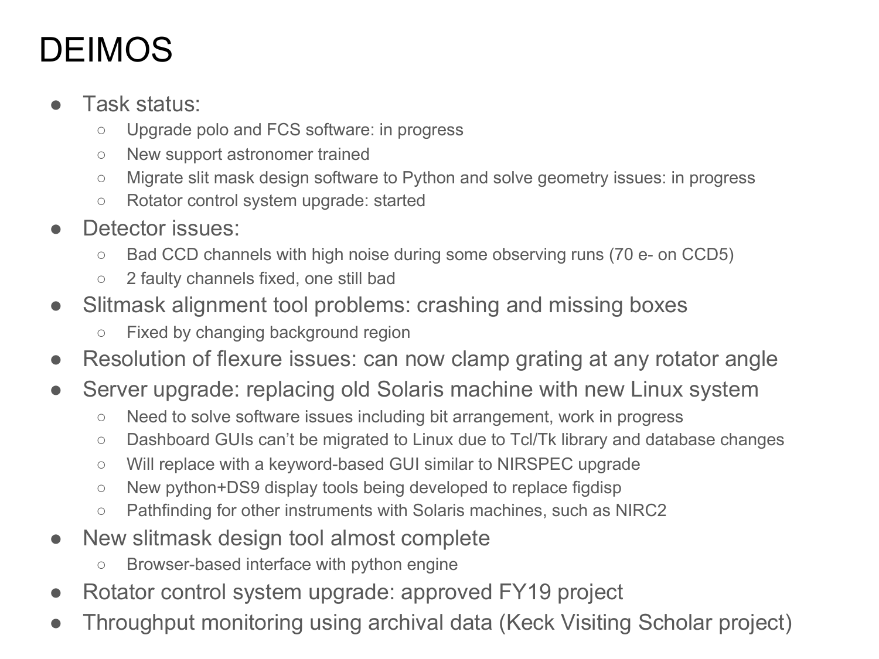# DEIMOS

- Task status:
  - Upgrade polo and FCS software: in progress
  - New support astronomer trained
  - Migrate slit mask design software to Python and solve geometry issues: in progress
  - Rotator control system upgrade: started
- Detector issues:
  - Bad CCD channels with high noise during some observing runs (70 e- on CCD5)
  - 2 faulty channels fixed, one still bad
- Slitmask alignment tool problems: crashing and missing boxes
  - Fixed by changing background region
- Resolution of flexure issues: can now clamp grating at any rotator angle
- Server upgrade: replacing old Solaris machine with new Linux system
  - Need to solve software issues including bit arrangement, work in progress
  - Dashboard GUIs can't be migrated to Linux due to Tcl/Tk library and database changes
  - Will replace with a keyword-based GUI similar to NIRSPEC upgrade
  - New python+DS9 display tools being developed to replace figdisp
  - Pathfinding for other instruments with Solaris machines, such as NIRC2
- New slitmask design tool almost complete
  - Browser-based interface with python engine
- Rotator control system upgrade: approved FY19 project
- Throughput monitoring using archival data (Keck Visiting Scholar project)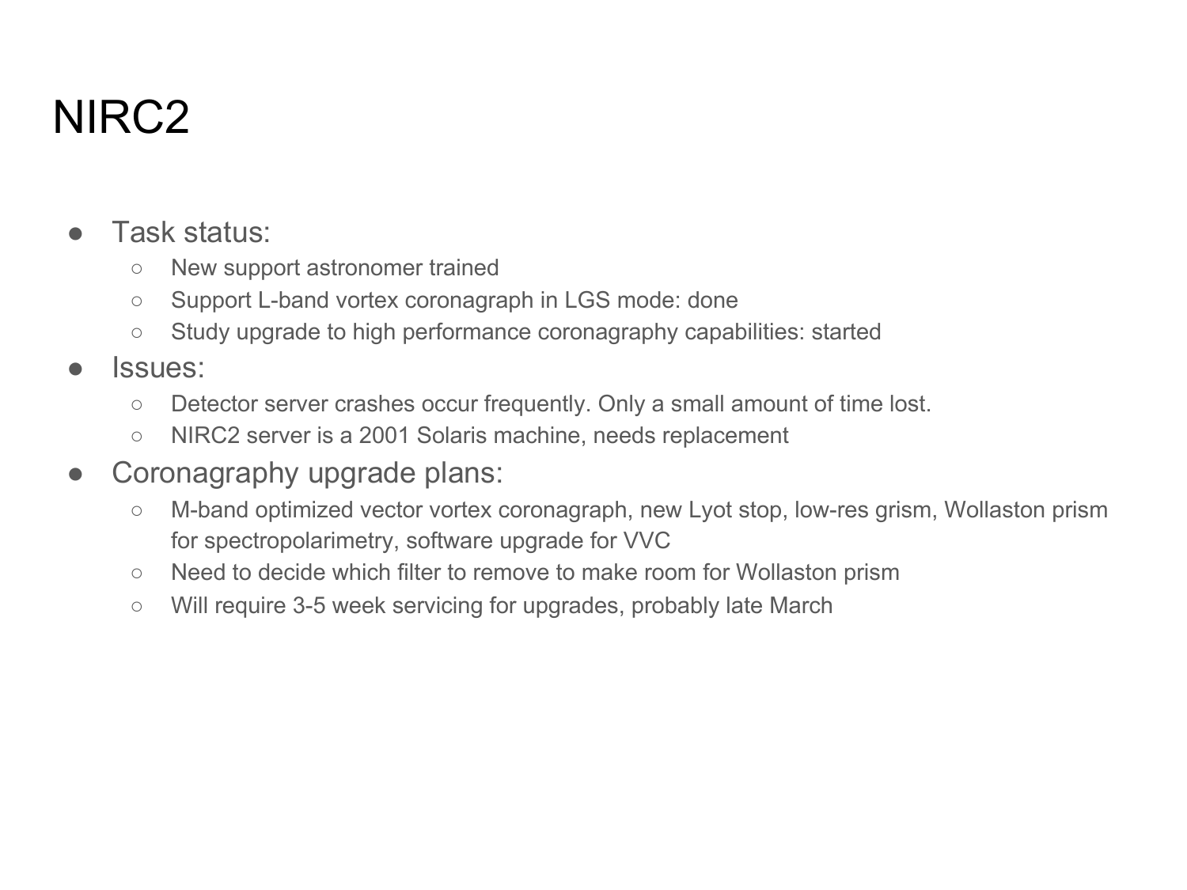# NIRC2

- Task status:
    - New support astronomer trained
    - Support L-band vortex coronagraph in LGS mode: done
    - Study upgrade to high performance coronagraphy capabilities: started
- Issues:
    - Detector server crashes occur frequently. Only a small amount of time lost.
    - NIRC2 server is a 2001 Solaris machine, needs replacement
- Coronagraphy upgrade plans:
    - M-band optimized vector vortex coronagraph, new Lyot stop, low-res grism, Wollaston prism for spectropolarimetry, software upgrade for VVC
    - Need to decide which filter to remove to make room for Wollaston prism
    - Will require 3-5 week servicing for upgrades, probably late March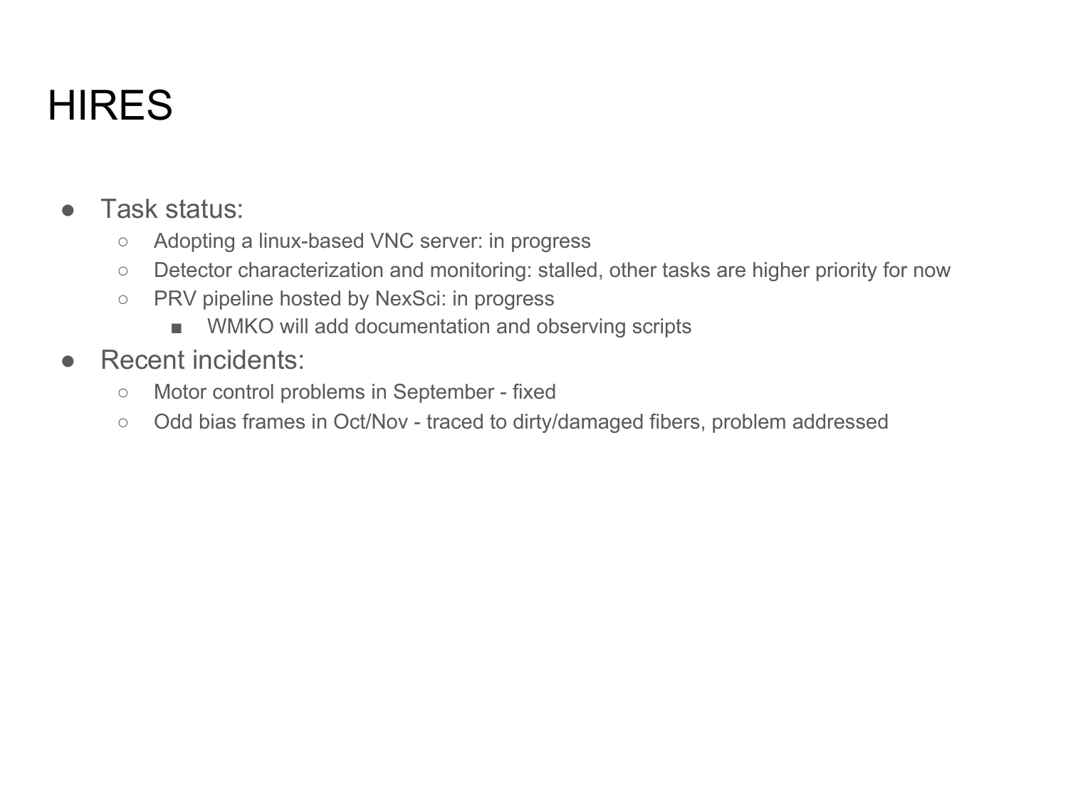# HIRES

- Task status:
  - Adopting a linux-based VNC server: in progress
  - Detector characterization and monitoring: stalled, other tasks are higher priority for now
  - PRV pipeline hosted by NexSci: in progress
    - WMKO will add documentation and observing scripts
- Recent incidents:
  - Motor control problems in September - fixed
  - Odd bias frames in Oct/Nov - traced to dirty/damaged fibers, problem addressed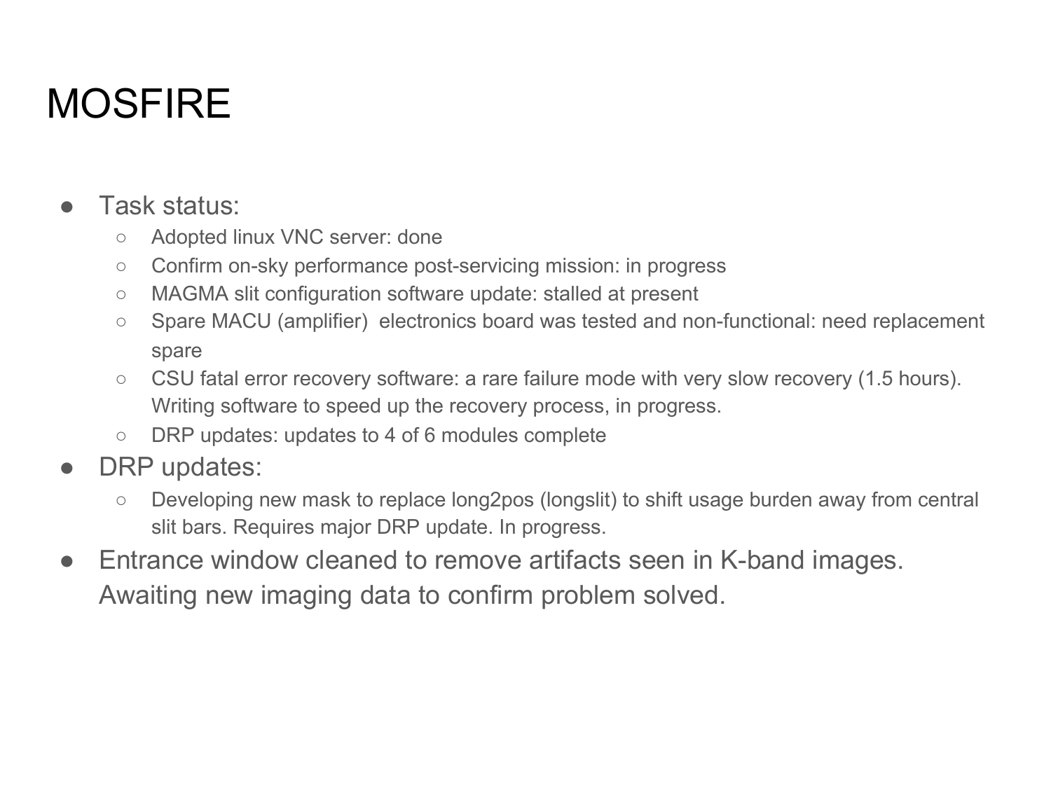# MOSFIRE

- Task status:
  - Adopted linux VNC server: done
  - Confirm on-sky performance post-servicing mission: in progress
  - MAGMA slit configuration software update: stalled at present
  - Spare MACU (amplifier) electronics board was tested and non-functional: need replacement spare
  - CSU fatal error recovery software: a rare failure mode with very slow recovery (1.5 hours). Writing software to speed up the recovery process, in progress.
  - DRP updates: updates to 4 of 6 modules complete
- DRP updates:
  - Developing new mask to replace long2pos (longslit) to shift usage burden away from central slit bars. Requires major DRP update. In progress.
- Entrance window cleaned to remove artifacts seen in K-band images. Awaiting new imaging data to confirm problem solved.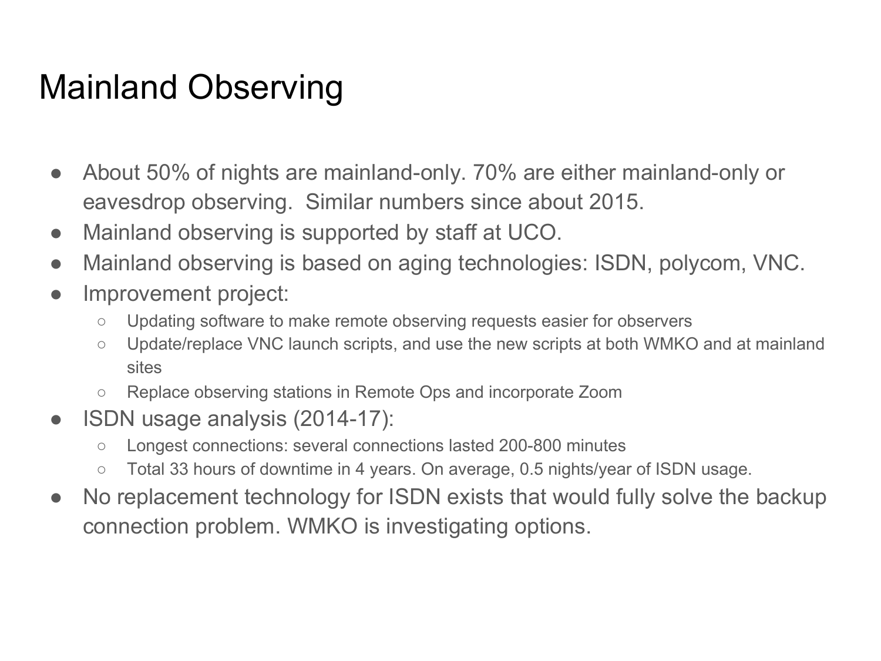# Mainland Observing

- About 50% of nights are mainland-only. 70% are either mainland-only or eavesdrop observing. Similar numbers since about 2015.
- Mainland observing is supported by staff at UCO.
- Mainland observing is based on aging technologies: ISDN, polycom, VNC.
- Improvement project:
  - Updating software to make remote observing requests easier for observers
  - Update/replace VNC launch scripts, and use the new scripts at both WMKO and at mainland sites
  - Replace observing stations in Remote Ops and incorporate Zoom
- ISDN usage analysis (2014-17):
  - Longest connections: several connections lasted 200-800 minutes
  - Total 33 hours of downtime in 4 years. On average, 0.5 nights/year of ISDN usage.
- No replacement technology for ISDN exists that would fully solve the backup connection problem. WMKO is investigating options.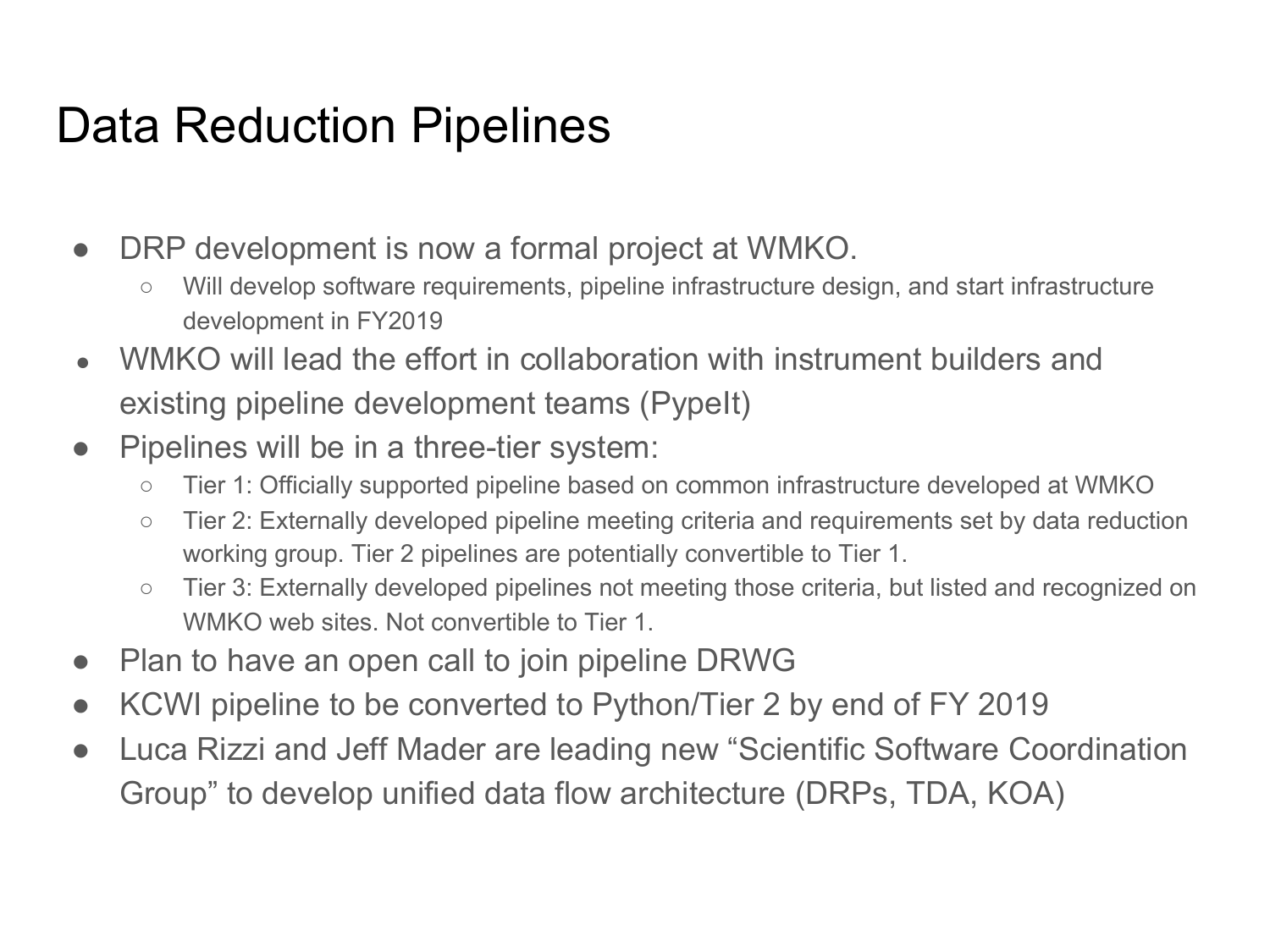# Data Reduction Pipelines

- DRP development is now a formal project at WMKO.
  - Will develop software requirements, pipeline infrastructure design, and start infrastructure development in FY2019
- WMKO will lead the effort in collaboration with instrument builders and existing pipeline development teams (PypeIt)
- Pipelines will be in a three-tier system:
  - Tier 1: Officially supported pipeline based on common infrastructure developed at WMKO
  - Tier 2: Externally developed pipeline meeting criteria and requirements set by data reduction working group. Tier 2 pipelines are potentially convertible to Tier 1.
  - Tier 3: Externally developed pipelines not meeting those criteria, but listed and recognized on WMKO web sites. Not convertible to Tier 1.
- Plan to have an open call to join pipeline DRWG
- KCWI pipeline to be converted to Python/Tier 2 by end of FY 2019
- Luca Rizzi and Jeff Mader are leading new "Scientific Software Coordination Group" to develop unified data flow architecture (DRPs, TDA, KOA)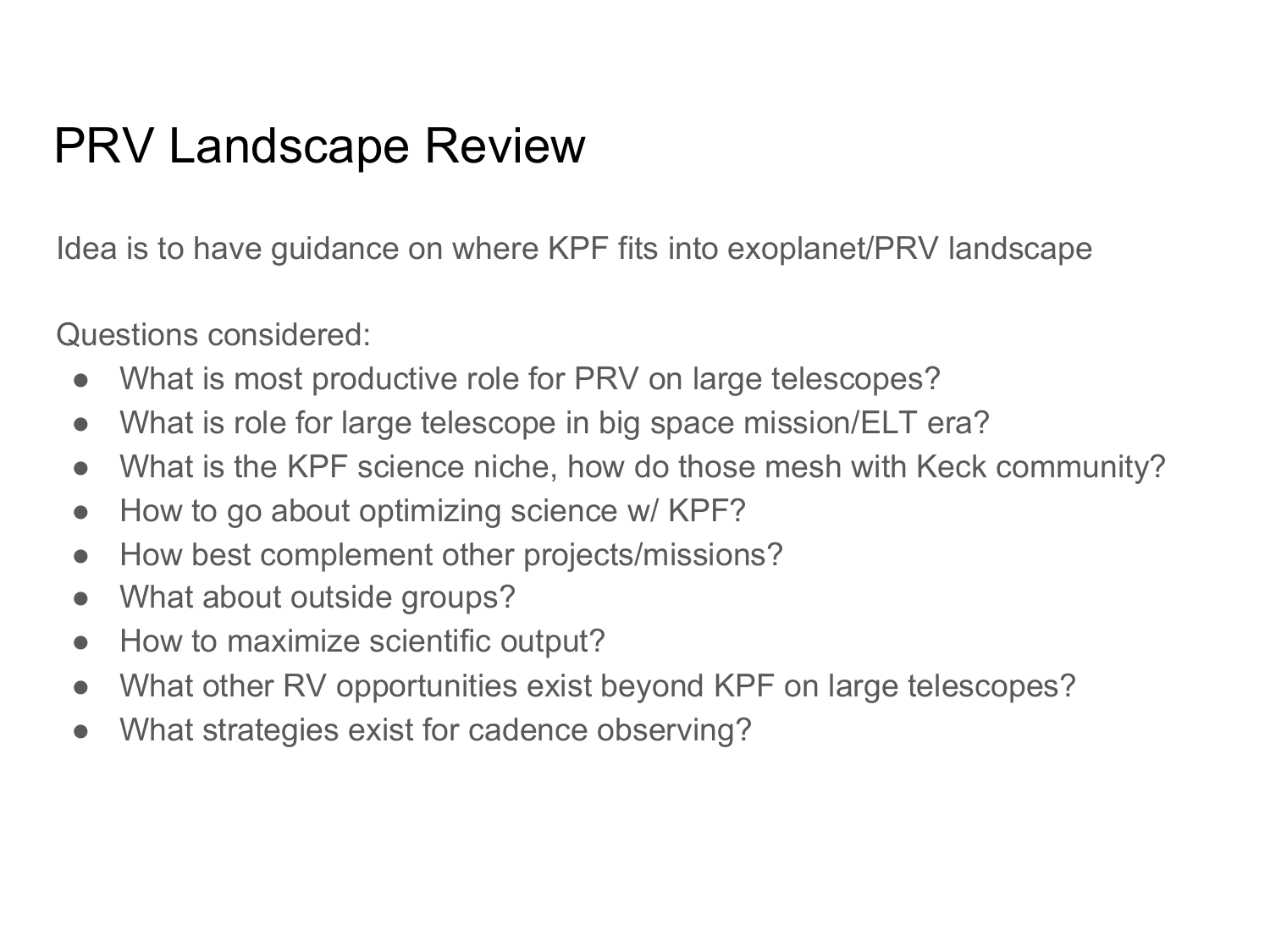# PRV Landscape Review

Idea is to have guidance on where KPF fits into exoplanet/PRV landscape

Questions considered:

- What is most productive role for PRV on large telescopes?
- What is role for large telescope in big space mission/ELT era?
- What is the KPF science niche, how do those mesh with Keck community?
- How to go about optimizing science w/ KPF?
- How best complement other projects/missions?
- What about outside groups?
- How to maximize scientific output?
- What other RV opportunities exist beyond KPF on large telescopes?
- What strategies exist for cadence observing?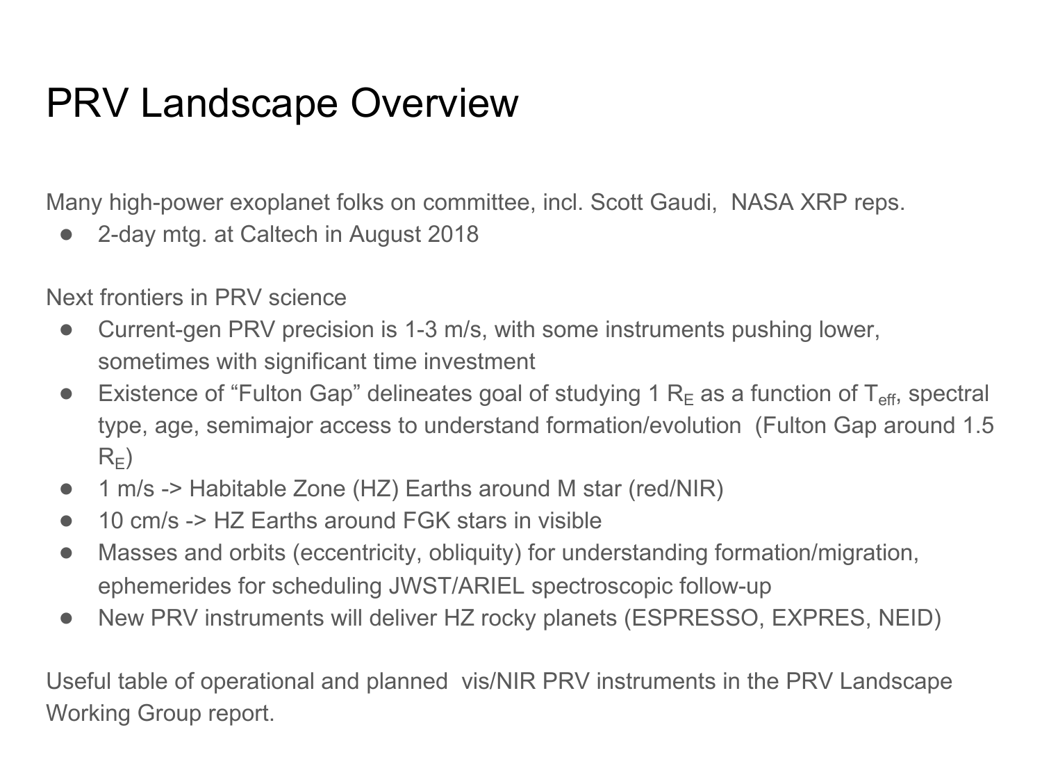# PRV Landscape Overview

Many high-power exoplanet folks on committee, incl. Scott Gaudi, NASA XRP reps.

- 2-day mtg. at Caltech in August 2018

Next frontiers in PRV science

- Current-gen PRV precision is 1-3 m/s, with some instruments pushing lower, sometimes with significant time investment
- Existence of "Fulton Gap" delineates goal of studying 1 $R_E$ as a function of $T_{eff}$, spectral type, age, semimajor access to understand formation/evolution (Fulton Gap around 1.5 $R_E$)
- 1 m/s -> Habitable Zone (HZ) Earths around M star (red/NIR)
- 10 cm/s -> HZ Earths around FGK stars in visible
- Masses and orbits (eccentricity, obliquity) for understanding formation/migration, ephemerides for scheduling JWST/ARIEL spectroscopic follow-up
- New PRV instruments will deliver HZ rocky planets (ESPRESSO, EXPRES, NEID)

Useful table of operational and planned vis/NIR PRV instruments in the PRV Landscape Working Group report.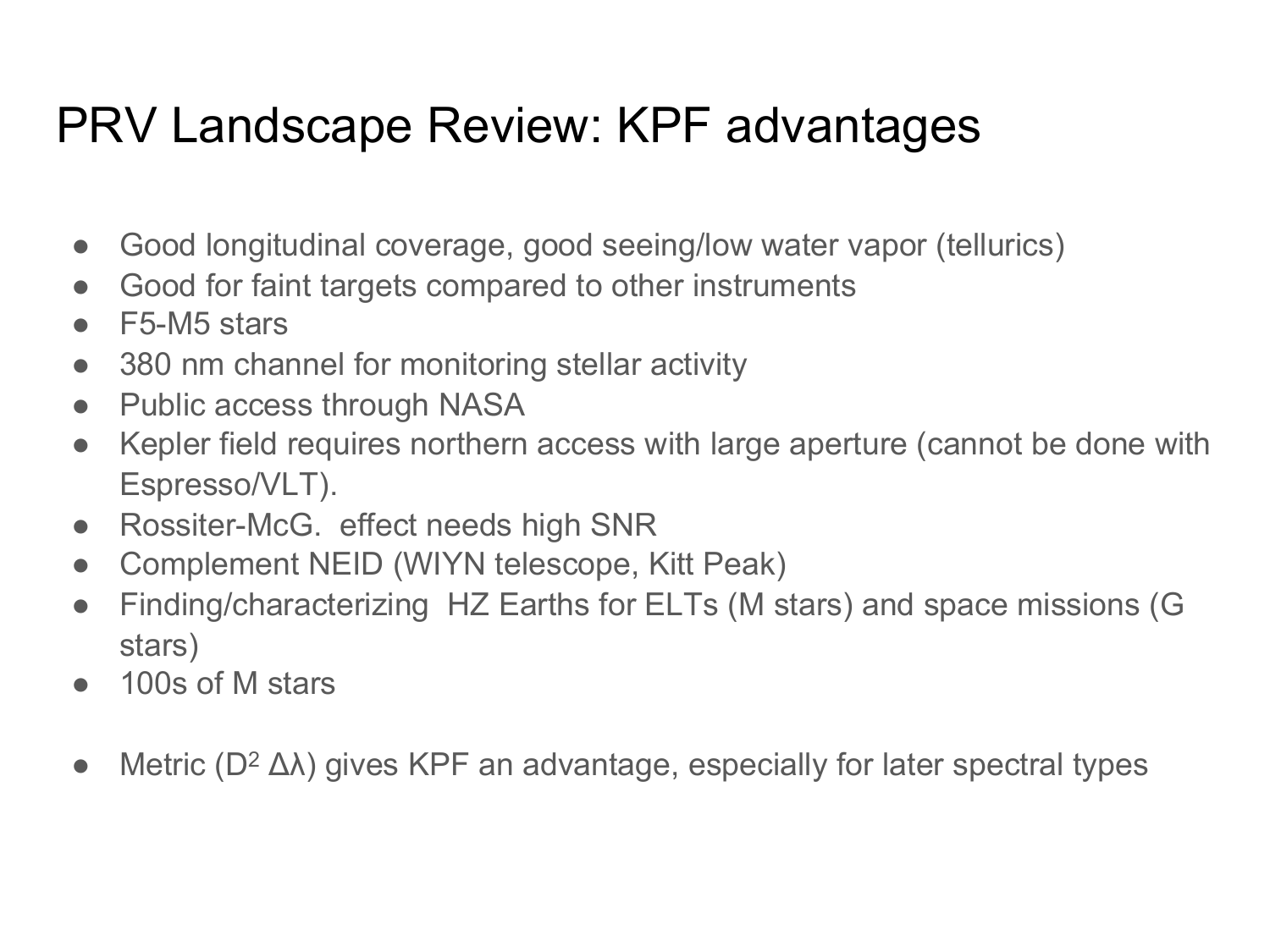# PRV Landscape Review: KPF advantages

- Good longitudinal coverage, good seeing/low water vapor (tellurics)
- Good for faint targets compared to other instruments
- F5-M5 stars
- 380 nm channel for monitoring stellar activity
- Public access through NASA
- Kepler field requires northern access with large aperture (cannot be done with Espresso/VLT).
- Rossiter-McG. effect needs high SNR
- Complement NEID (WIYN telescope, Kitt Peak)
- Finding/characterizing HZ Earths for ELTs (M stars) and space missions (G stars)
- 100s of M stars

- Metric ($D^2$ $\Delta\lambda$) gives KPF an advantage, especially for later spectral types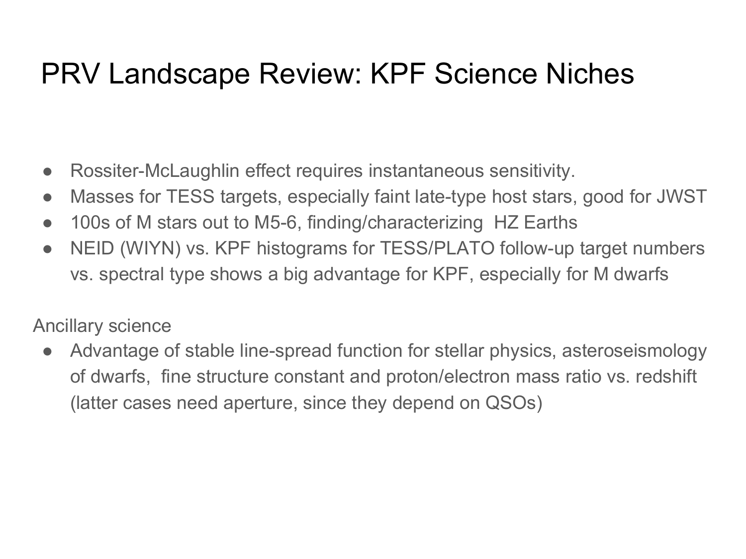# PRV Landscape Review: KPF Science Niches

- Rossiter-McLaughlin effect requires instantaneous sensitivity.
- Masses for TESS targets, especially faint late-type host stars, good for JWST
- 100s of M stars out to M5-6, finding/characterizing HZ Earths
- NEID (WIYN) vs. KPF histograms for TESS/PLATO follow-up target numbers vs. spectral type shows a big advantage for KPF, especially for M dwarfs

Ancillary science

- Advantage of stable line-spread function for stellar physics, asteroseismology of dwarfs, fine structure constant and proton/electron mass ratio vs. redshift (latter cases need aperture, since they depend on QSOs)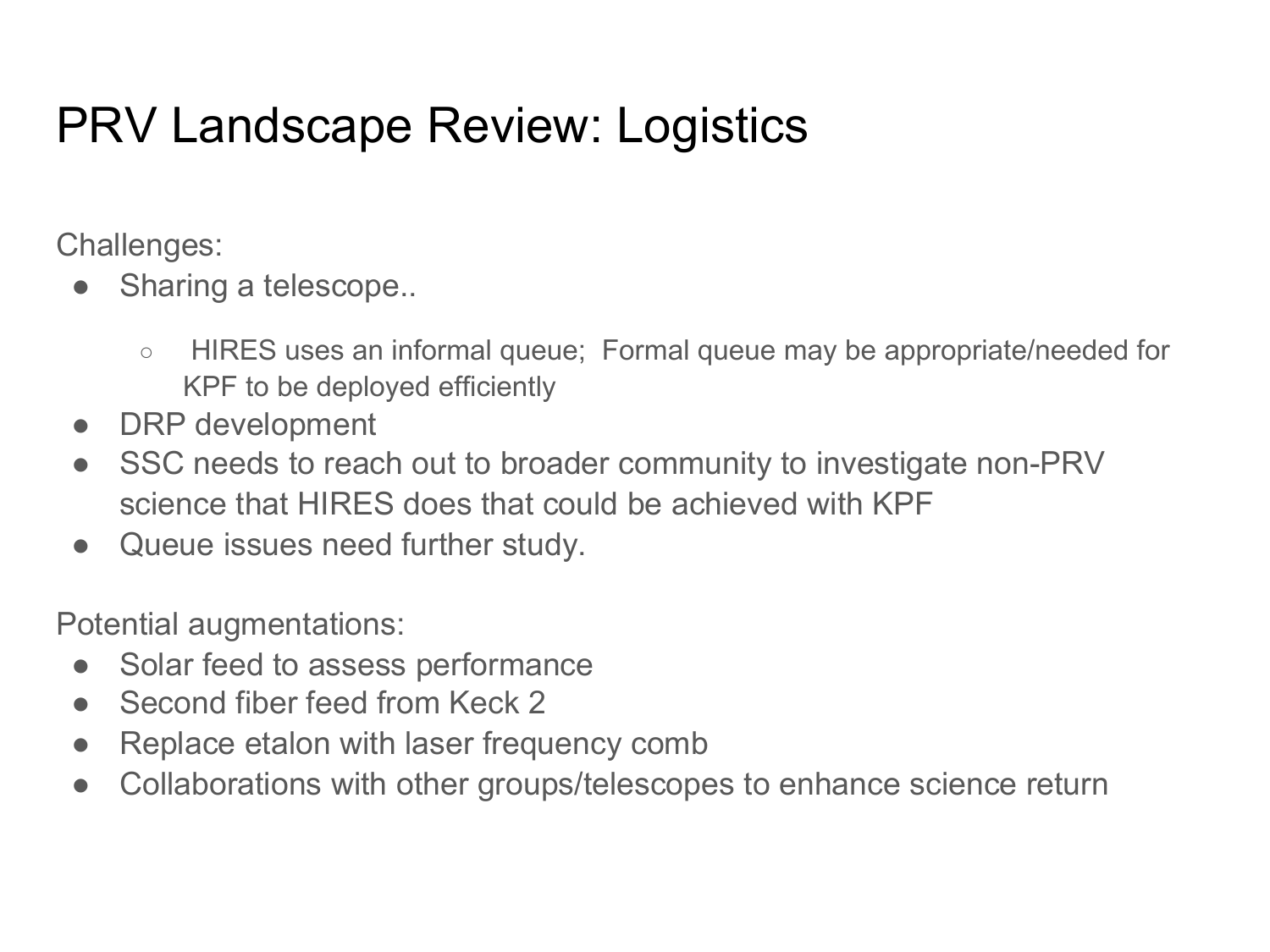# PRV Landscape Review: Logistics

Challenges:

- Sharing a telescope..
  - HIRES uses an informal queue;  Formal queue may be appropriate/needed for KPF to be deployed efficiently
- DRP development
- SSC needs to reach out to broader community to investigate non-PRV science that HIRES does that could be achieved with KPF
- Queue issues need further study.

Potential augmentations:

- Solar feed to assess performance
- Second fiber feed from Keck 2
- Replace etalon with laser frequency comb
- Collaborations with other groups/telescopes to enhance science return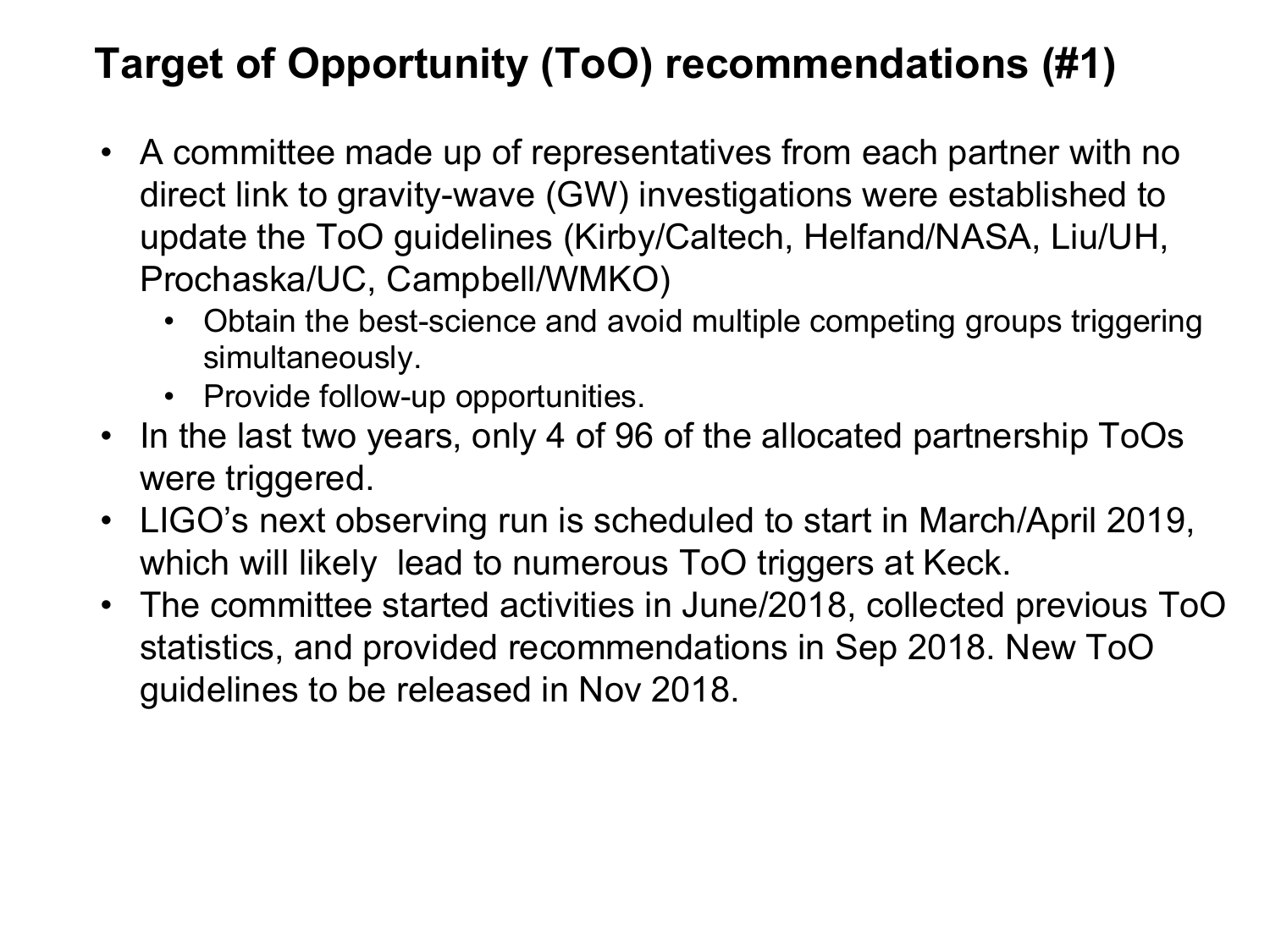# Target of Opportunity (ToO) recommendations (#1)

- A committee made up of representatives from each partner with no direct link to gravity-wave (GW) investigations were established to update the ToO guidelines (Kirby/Caltech, Helfand/NASA, Liu/UH, Prochaska/UC, Campbell/WMKO)
  - Obtain the best-science and avoid multiple competing groups triggering simultaneously.
  - Provide follow-up opportunities.
- In the last two years, only 4 of 96 of the allocated partnership ToOs were triggered.
- LIGO's next observing run is scheduled to start in March/April 2019, which will likely lead to numerous ToO triggers at Keck.
- The committee started activities in June/2018, collected previous ToO statistics, and provided recommendations in Sep 2018. New ToO guidelines to be released in Nov 2018.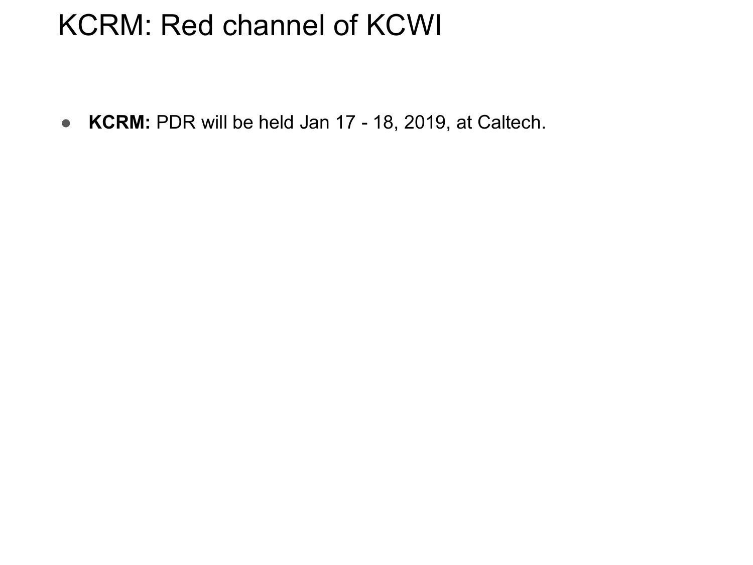# KCRM: Red channel of KCWI

- **KCRM:** PDR will be held Jan 17 - 18, 2019, at Caltech.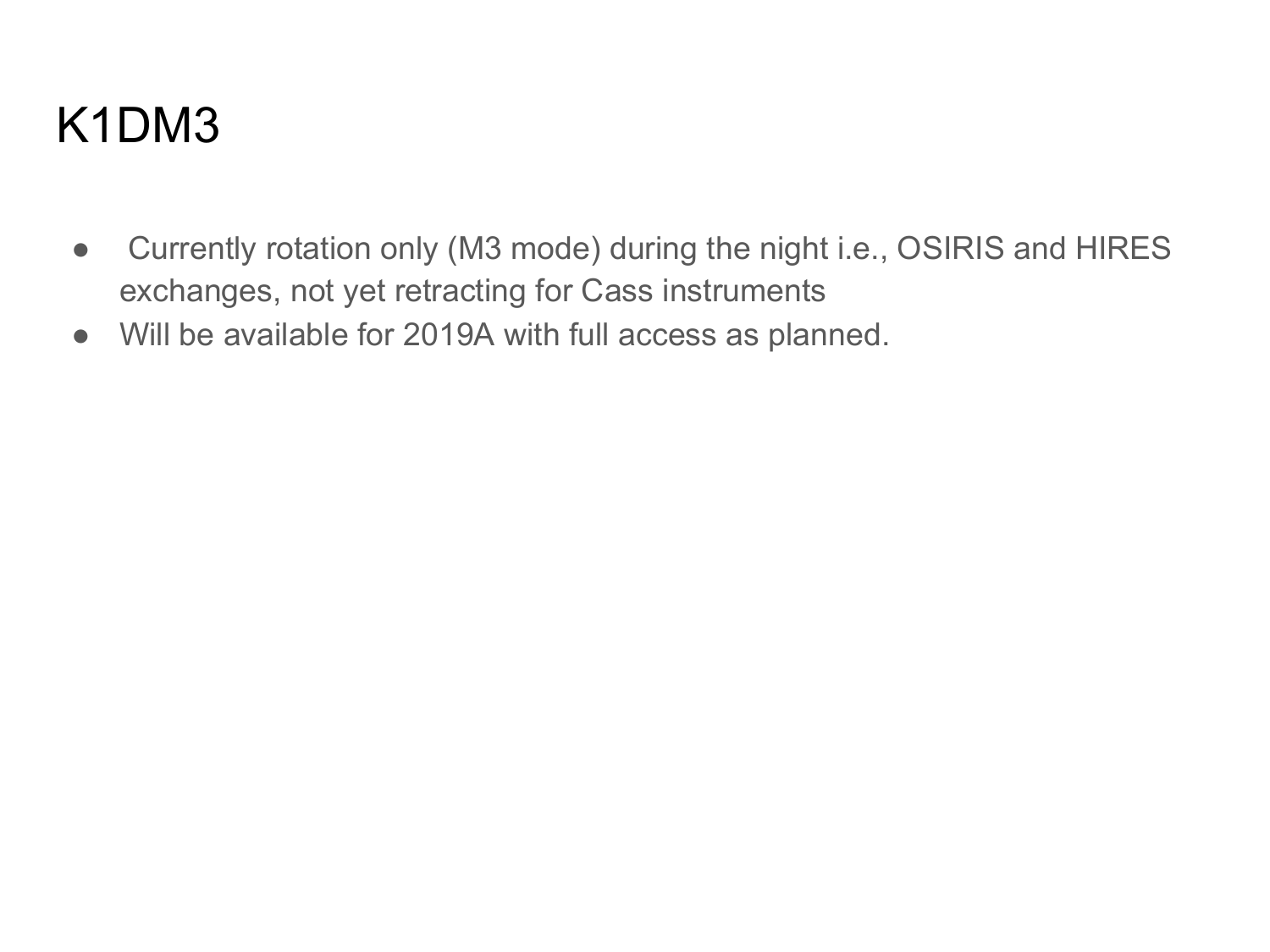# K1DM3

- Currently rotation only (M3 mode) during the night i.e., OSIRIS and HIRES exchanges, not yet retracting for Cass instruments
- Will be available for 2019A with full access as planned.